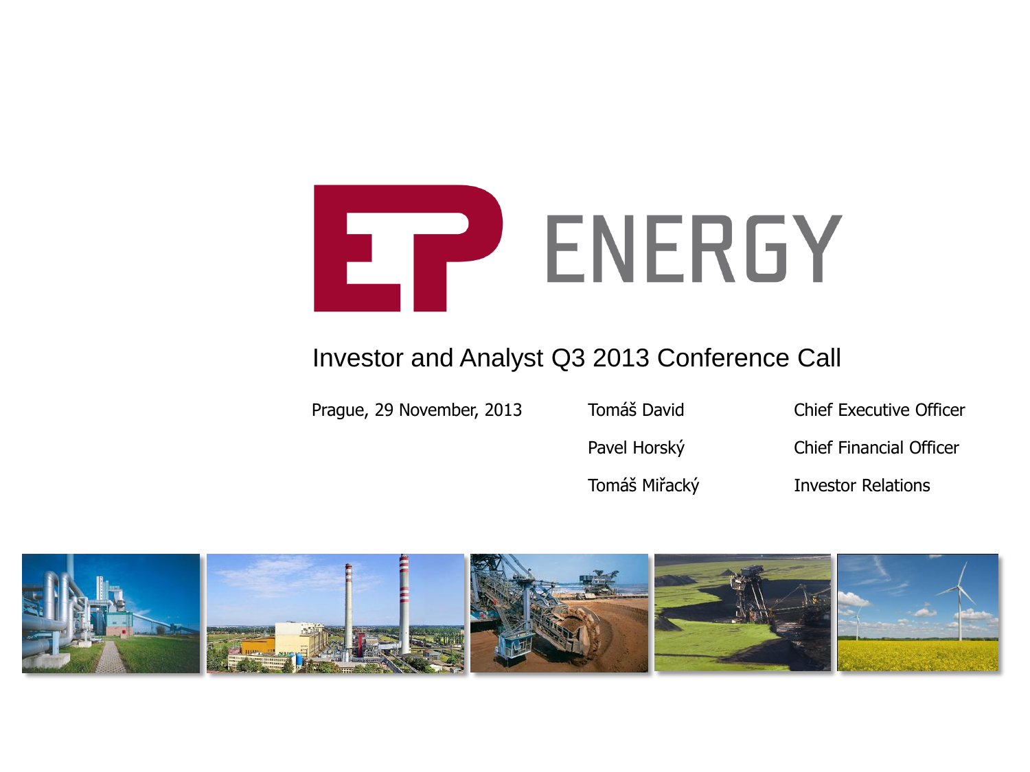# EP ENERGY

## Investor and Analyst Q3 2013 Conference Call

Prague, 29 November, 2013

| | |
|---|---|
| Tomáš David | Chief Executive Officer |
| Pavel Horský | Chief Financial Officer |
| Tomáš Miřacký | Investor Relations |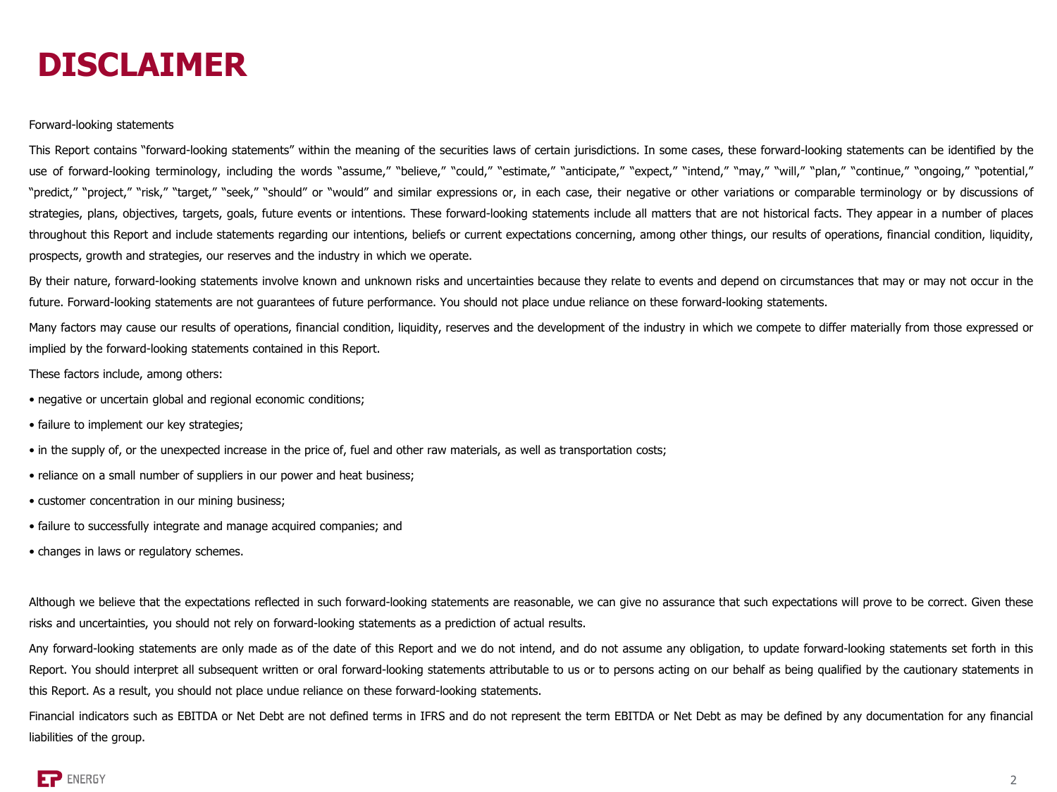# DISCLAIMER

Forward-looking statements

This Report contains "forward-looking statements" within the meaning of the securities laws of certain jurisdictions. In some cases, these forward-looking statements can be identified by the use of forward-looking terminology, including the words "assume," "believe," "could," "estimate," "anticipate," "expect," "intend," "may," "will," "plan," "continue," "ongoing," "potential," "predict," "project," "risk," "target," "seek," "should" or "would" and similar expressions or, in each case, their negative or other variations or comparable terminology or by discussions of strategies, plans, objectives, targets, goals, future events or intentions. These forward-looking statements include all matters that are not historical facts. They appear in a number of places throughout this Report and include statements regarding our intentions, beliefs or current expectations concerning, among other things, our results of operations, financial condition, liquidity, prospects, growth and strategies, our reserves and the industry in which we operate.

By their nature, forward-looking statements involve known and unknown risks and uncertainties because they relate to events and depend on circumstances that may or may not occur in the future. Forward-looking statements are not guarantees of future performance. You should not place undue reliance on these forward-looking statements.

Many factors may cause our results of operations, financial condition, liquidity, reserves and the development of the industry in which we compete to differ materially from those expressed or implied by the forward-looking statements contained in this Report.

These factors include, among others:

- negative or uncertain global and regional economic conditions;
- failure to implement our key strategies;
- in the supply of, or the unexpected increase in the price of, fuel and other raw materials, as well as transportation costs;
- reliance on a small number of suppliers in our power and heat business;
- customer concentration in our mining business;
- failure to successfully integrate and manage acquired companies; and
- changes in laws or regulatory schemes.

Although we believe that the expectations reflected in such forward-looking statements are reasonable, we can give no assurance that such expectations will prove to be correct. Given these risks and uncertainties, you should not rely on forward-looking statements as a prediction of actual results.

Any forward-looking statements are only made as of the date of this Report and we do not intend, and do not assume any obligation, to update forward-looking statements set forth in this Report. You should interpret all subsequent written or oral forward-looking statements attributable to us or to persons acting on our behalf as being qualified by the cautionary statements in this Report. As a result, you should not place undue reliance on these forward-looking statements.

Financial indicators such as EBITDA or Net Debt are not defined terms in IFRS and do not represent the term EBITDA or Net Debt as may be defined by any documentation for any financial liabilities of the group.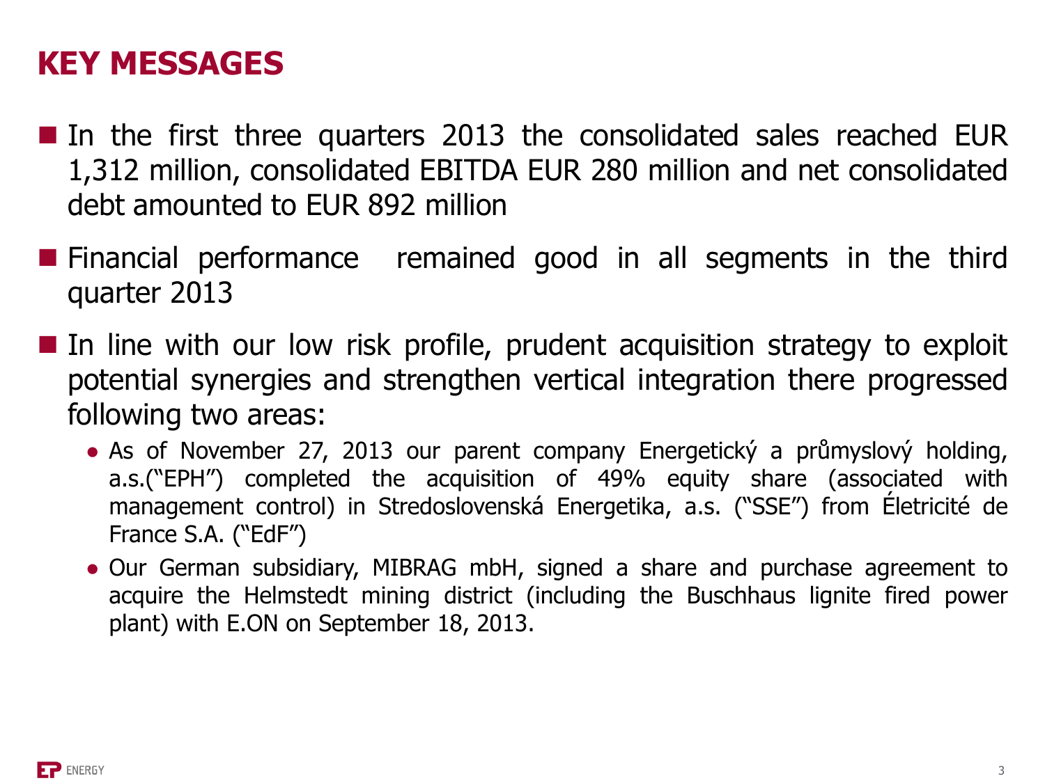# KEY MESSAGES

- In the first three quarters 2013 the consolidated sales reached EUR 1,312 million, consolidated EBITDA EUR 280 million and net consolidated debt amounted to EUR 892 million
- Financial performance remained good in all segments in the third quarter 2013
- In line with our low risk profile, prudent acquisition strategy to exploit potential synergies and strengthen vertical integration there progressed following two areas:
  - As of November 27, 2013 our parent company Energetický a průmyslový holding, a.s.("EPH") completed the acquisition of 49% equity share (associated with management control) in Stredoslovenská Energetika, a.s. ("SSE") from Életricité de France S.A. ("EdF")
  - Our German subsidiary, MIBRAG mbH, signed a share and purchase agreement to acquire the Helmstedt mining district (including the Buschhaus lignite fired power plant) with E.ON on September 18, 2013.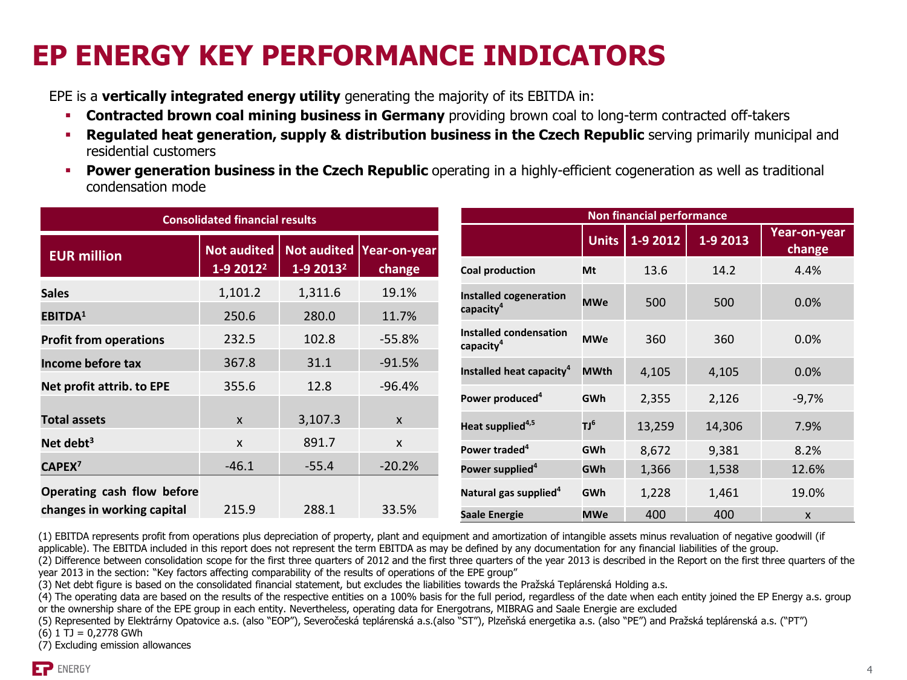# EP ENERGY KEY PERFORMANCE INDICATORS

EPE is a **vertically integrated energy utility** generating the majority of its EBITDA in:

- **Contracted brown coal mining business in Germany** providing brown coal to long-term contracted off-takers
- **Regulated heat generation, supply & distribution business in the Czech Republic** serving primarily municipal and residential customers
- **Power generation business in the Czech Republic** operating in a highly-efficient cogeneration as well as traditional condensation mode

| Consolidated financial results | | | |
|---|---|---|---|
| **EUR million** | **Not audited 1-9 2012[2]** | **Not audited 1-9 2013[2]** | **Year-on-year change** |
| **Sales** | 1,101.2 | 1,311.6 | 19.1% |
| **EBITDA[1]** | 250.6 | 280.0 | 11.7% |
| **Profit from operations** | 232.5 | 102.8 | -55.8% |
| **Income before tax** | 367.8 | 31.1 | -91.5% |
| **Net profit attrib. to EPE** | 355.6 | 12.8 | -96.4% |
| **Total assets** | x | 3,107.3 | x |
| **Net debt[3]** | x | 891.7 | x |
| **CAPEX[7]** | -46.1 | -55.4 | -20.2% |
| **Operating cash flow before changes in working capital** | 215.9 | 288.1 | 33.5% |

| Non financial performance | | | | |
|---|---|---|---|---|
| | **Units** | **1-9 2012** | **1-9 2013** | **Year-on-year change** |
| **Coal production** | **Mt** | 13.6 | 14.2 | 4.4% |
| **Installed cogeneration capacity[4]** | **MWe** | 500 | 500 | 0.0% |
| **Installed condensation capacity[4]** | **MWe** | 360 | 360 | 0.0% |
| **Installed heat capacity[4]** | **MWth** | 4,105 | 4,105 | 0.0% |
| **Power produced[4]** | **GWh** | 2,355 | 2,126 | -9,7% |
| **Heat supplied[4,5]** | **TJ[6]** | 13,259 | 14,306 | 7.9% |
| **Power traded[4]** | **GWh** | 8,672 | 9,381 | 8.2% |
| **Power supplied[4]** | **GWh** | 1,366 | 1,538 | 12.6% |
| **Natural gas supplied[4]** | **GWh** | 1,228 | 1,461 | 19.0% |
| **Saale Energie** | **MWe** | 400 | 400 | x |

(1) EBITDA represents profit from operations plus depreciation of property, plant and equipment and amortization of intangible assets minus revaluation of negative goodwill (if applicable). The EBITDA included in this report does not represent the term EBITDA as may be defined by any documentation for any financial liabilities of the group.
(2) Difference between consolidation scope for the first three quarters of 2012 and the first three quarters of the year 2013 is described in the Report on the first three quarters of the year 2013 in the section: "Key factors affecting comparability of the results of operations of the EPE group"
(3) Net debt figure is based on the consolidated financial statement, but excludes the liabilities towards the Pražská Teplárenská Holding a.s.
(4) The operating data are based on the results of the respective entities on a 100% basis for the full period, regardless of the date when each entity joined the EP Energy a.s. group or the ownership share of the EPE group in each entity. Nevertheless, operating data for Energotrans, MIBRAG and Saale Energie are excluded
(5) Represented by Elektrárny Opatovice a.s. (also "EOP"), Severočeská teplárenská a.s.(also "ST"), Plzeňská energetika a.s. (also "PE") and Pražská teplárenská a.s. ("PT")
(6) 1 TJ = 0,2778 GWh
(7) Excluding emission allowances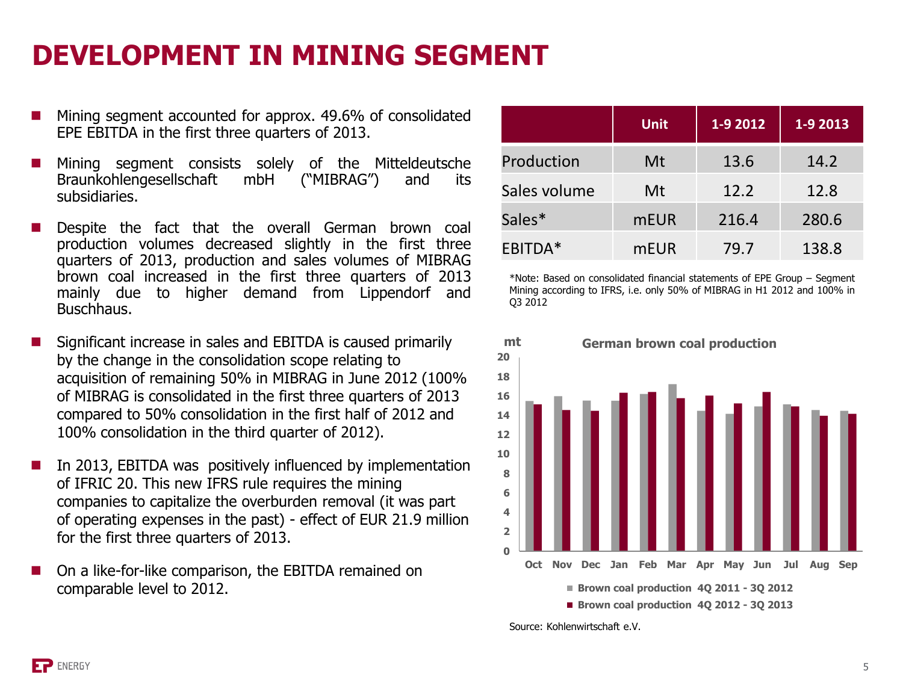# DEVELOPMENT IN MINING SEGMENT

- Mining segment accounted for approx. 49.6% of consolidated EPE EBITDA in the first three quarters of 2013.
- Mining segment consists solely of the Mitteldeutsche Braunkohlengesellschaft mbH ("MIBRAG") and its subsidiaries.
- Despite the fact that the overall German brown coal production volumes decreased slightly in the first three quarters of 2013, production and sales volumes of MIBRAG brown coal increased in the first three quarters of 2013 mainly due to higher demand from Lippendorf and Buschhaus.
- Significant increase in sales and EBITDA is caused primarily by the change in the consolidation scope relating to acquisition of remaining 50% in MIBRAG in June 2012 (100% of MIBRAG is consolidated in the first three quarters of 2013 compared to 50% consolidation in the first half of 2012 and 100% consolidation in the third quarter of 2012).
- In 2013, EBITDA was positively influenced by implementation of IFRIC 20. This new IFRS rule requires the mining companies to capitalize the overburden removal (it was part of operating expenses in the past) - effect of EUR 21.9 million for the first three quarters of 2013.
- On a like-for-like comparison, the EBITDA remained on comparable level to 2012.

| | Unit | 1-9 2012 | 1-9 2013 |
|---|---|---|---|
| Production | Mt | 13.6 | 14.2 |
| Sales volume | Mt | 12.2 | 12.8 |
| Sales* | mEUR | 216.4 | 280.6 |
| EBITDA* | mEUR | 79.7 | 138.8 |

*Note: Based on consolidated financial statements of EPE Group – Segment Mining according to IFRS, i.e. only 50% of MIBRAG in H1 2012 and 100% in Q3 2012

**German brown coal production** (mt)

| Month | Brown coal production 4Q 2011 - 3Q 2012 | Brown coal production 4Q 2012 - 3Q 2013 |
|---|---|---|
| Oct | 15.5 | 15.1 |
| Nov | 16.0 | 14.5 |
| Dec | 15.5 | 14.5 |
| Jan | 15.5 | 16.3 |
| Feb | 16.2 | 16.4 |
| Mar | 17.2 | 15.8 |
| Apr | 14.5 | 16.0 |
| May | 14.2 | 15.2 |
| Jun | 14.9 | 16.4 |
| Jul | 15.1 | 14.9 |
| Aug | 14.5 | 13.9 |
| Sep | 14.5 | 14.2 |

Source: Kohlenwirtschaft e.V.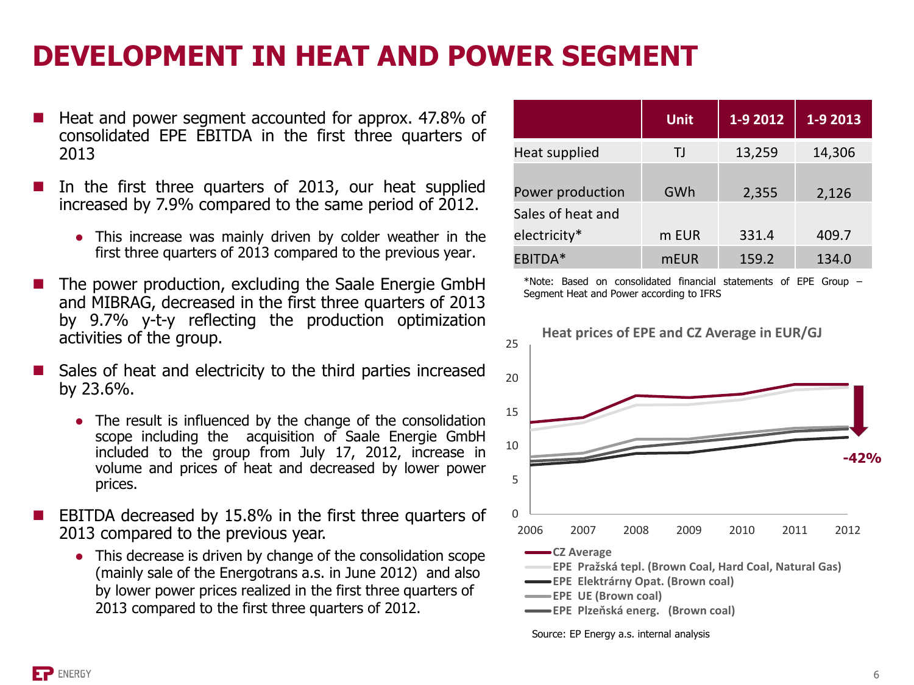# DEVELOPMENT IN HEAT AND POWER SEGMENT

- Heat and power segment accounted for approx. 47.8% of consolidated EPE EBITDA in the first three quarters of 2013
- In the first three quarters of 2013, our heat supplied increased by 7.9% compared to the same period of 2012.
  - This increase was mainly driven by colder weather in the first three quarters of 2013 compared to the previous year.
- The power production, excluding the Saale Energie GmbH and MIBRAG, decreased in the first three quarters of 2013 by 9.7% y-t-y reflecting the production optimization activities of the group.
- Sales of heat and electricity to the third parties increased by 23.6%.
  - The result is influenced by the change of the consolidation scope including the acquisition of Saale Energie GmbH included to the group from July 17, 2012, increase in volume and prices of heat and decreased by lower power prices.
- EBITDA decreased by 15.8% in the first three quarters of 2013 compared to the previous year.
  - This decrease is driven by change of the consolidation scope (mainly sale of the Energotrans a.s. in June 2012) and also by lower power prices realized in the first three quarters of 2013 compared to the first three quarters of 2012.

| | Unit | 1-9 2012 | 1-9 2013 |
|---|---|---|---|
| Heat supplied | TJ | 13,259 | 14,306 |
| Power production | GWh | 2,355 | 2,126 |
| Sales of heat and electricity* | m EUR | 331.4 | 409.7 |
| EBITDA* | mEUR | 159.2 | 134.0 |

*Note: Based on consolidated financial statements of EPE Group – Segment Heat and Power according to IFRS

**Heat prices of EPE and CZ Average in EUR/GJ**

-42%

- CZ Average
- EPE Pražská tepl. (Brown Coal, Hard Coal, Natural Gas)
- EPE Elektrárny Opat. (Brown coal)
- EPE UE (Brown coal)
- EPE Plzeňská energ. (Brown coal)

Source: EP Energy a.s. internal analysis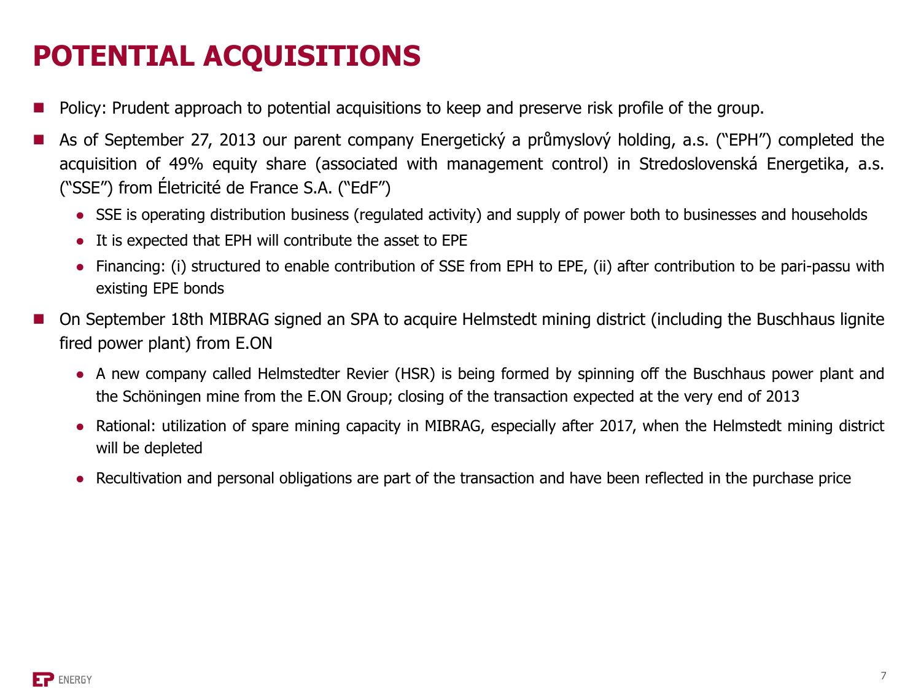# POTENTIAL ACQUISITIONS

- Policy: Prudent approach to potential acquisitions to keep and preserve risk profile of the group.
- As of September 27, 2013 our parent company Energetický a průmyslový holding, a.s. ("EPH") completed the acquisition of 49% equity share (associated with management control) in Stredoslovenská Energetika, a.s. ("SSE") from Életricité de France S.A. ("EdF")
  - SSE is operating distribution business (regulated activity) and supply of power both to businesses and households
  - It is expected that EPH will contribute the asset to EPE
  - Financing: (i) structured to enable contribution of SSE from EPH to EPE, (ii) after contribution to be pari-passu with existing EPE bonds
- On September 18th MIBRAG signed an SPA to acquire Helmstedt mining district (including the Buschhaus lignite fired power plant) from E.ON
  - A new company called Helmstedter Revier (HSR) is being formed by spinning off the Buschhaus power plant and the Schöningen mine from the E.ON Group; closing of the transaction expected at the very end of 2013
  - Rational: utilization of spare mining capacity in MIBRAG, especially after 2017, when the Helmstedt mining district will be depleted
  - Recultivation and personal obligations are part of the transaction and have been reflected in the purchase price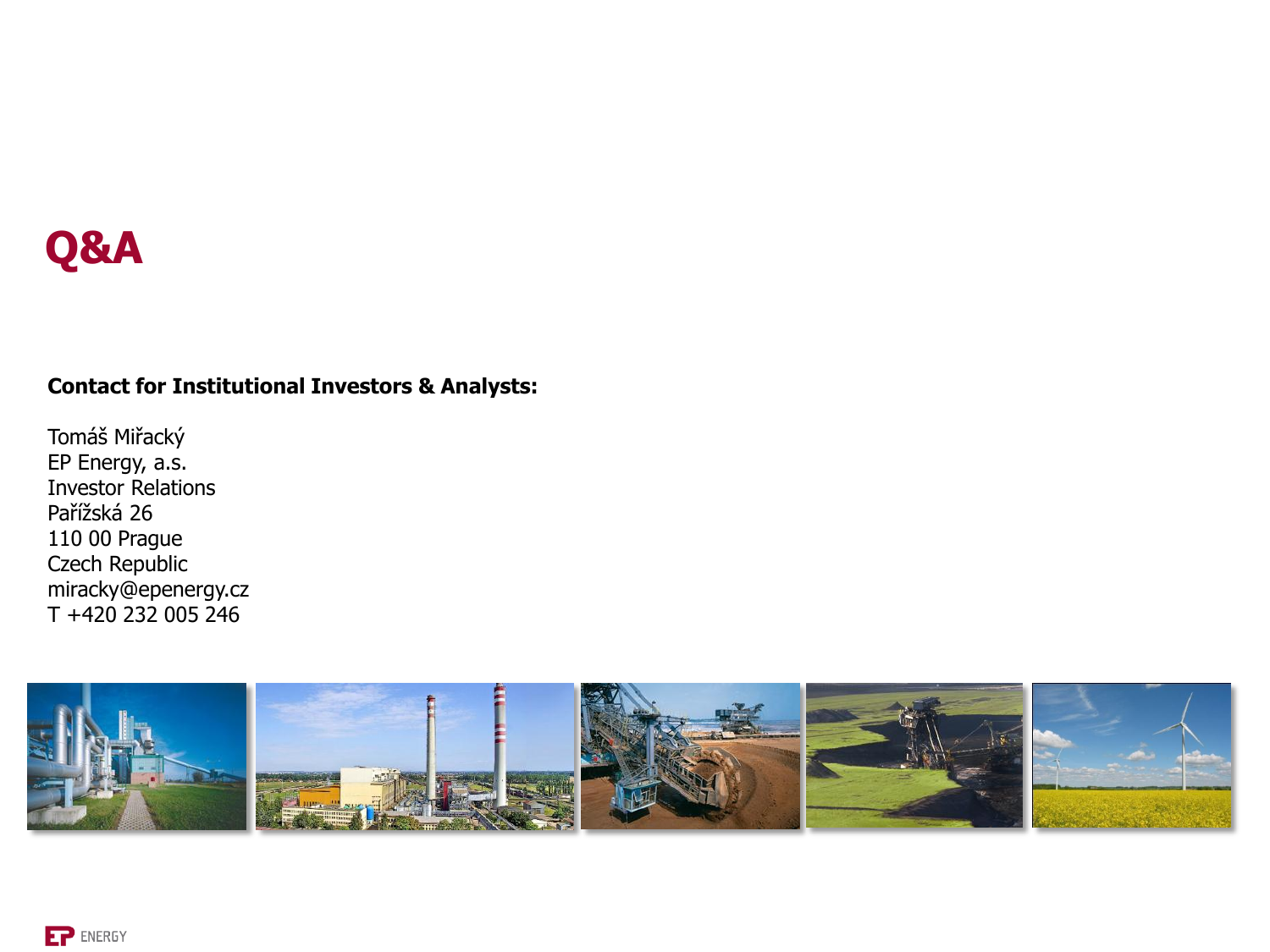# Q&A

**Contact for Institutional Investors & Analysts:**

Tomáš Miřacký
EP Energy, a.s.
Investor Relations
Pařížská 26
110 00 Prague
Czech Republic
miracky@epenergy.cz
T +420 232 005 246